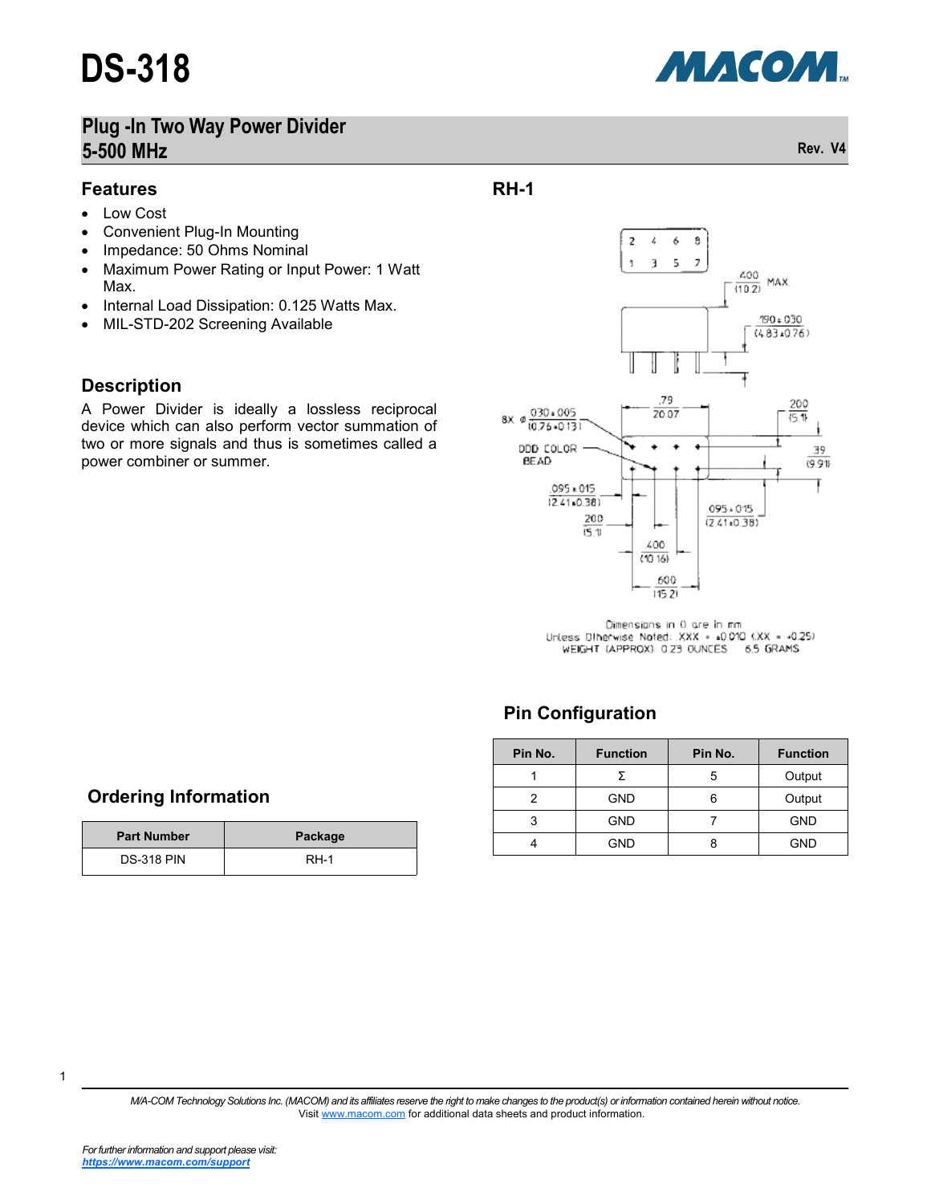# DS-318

## Plug -In Two Way Power Divider 5-500 MHz

Rev. V4

## Features

- Low Cost
- Convenient Plug-In Mounting
- Impedance: 50 Ohms Nominal
- Maximum Power Rating or Input Power: 1 Watt Max.
- Internal Load Dissipation: 0.125 Watts Max.
- MIL-STD-202 Screening Available

## Description

A Power Divider is ideally a lossless reciprocal device which can also perform vector summation of two or more signals and thus is sometimes called a power combiner or summer.

## RH-1

Dimensions in () are in mm
Unless Otherwise Noted: .XXX = ±0.010 (.XX = ±0.25)
WEIGHT (APPROX): 0.23 OUNCES 6.5 GRAMS

## Ordering Information

| Part Number | Package |
|---|---|
| DS-318 PIN | RH-1 |

## Pin Configuration

| Pin No. | Function | Pin No. | Function |
|---|---|---|---|
| 1 | Σ | 5 | Output |
| 2 | GND | 6 | Output |
| 3 | GND | 7 | GND |
| 4 | GND | 8 | GND |

*M/A-COM Technology Solutions Inc. (MACOM) and its affiliates reserve the right to make changes to the product(s) or information contained herein without notice.*
Visit www.macom.com for additional data sheets and product information.

*For further information and support please visit:*
***https://www.macom.com/support***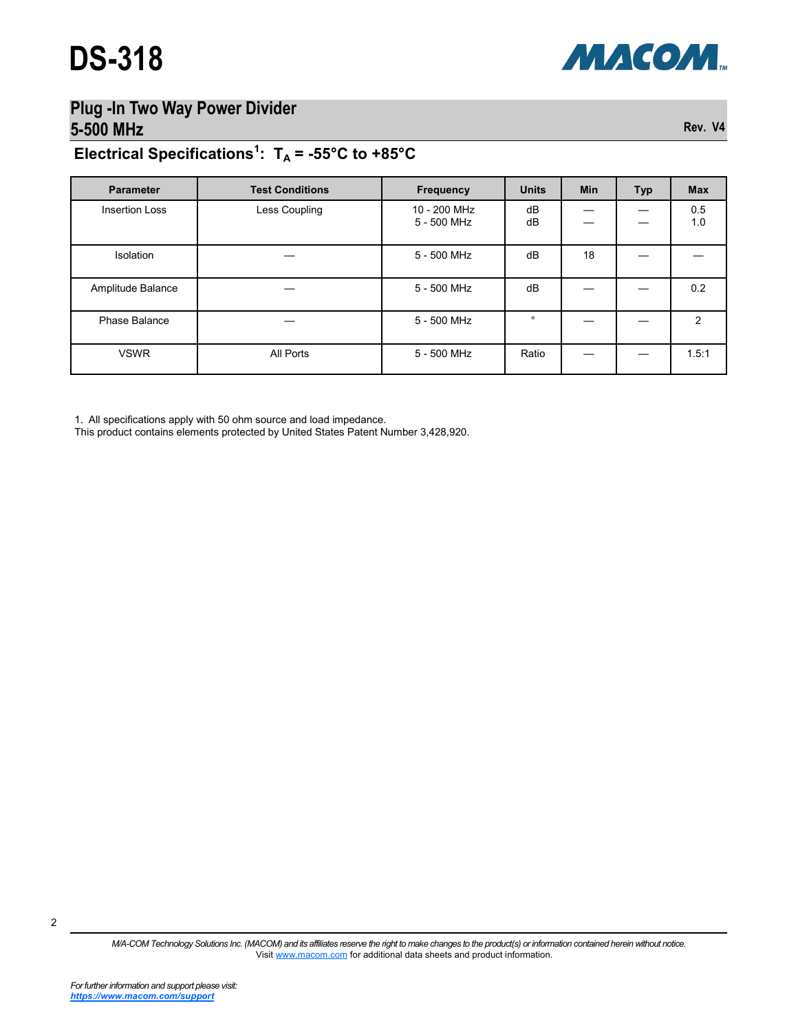## Electrical Specifications[1]: $T_A$ = -55°C to +85°C

| Parameter | Test Conditions | Frequency | Units | Min | Typ | Max |
|---|---|---|---|---|---|---|
| Insertion Loss | Less Coupling | 10 - 200 MHz<br>5 - 500 MHz | dB<br>dB | —<br>— | —<br>— | 0.5<br>1.0 |
| Isolation | — | 5 - 500 MHz | dB | 18 | — | — |
| Amplitude Balance | — | 5 - 500 MHz | dB | — | — | 0.2 |
| Phase Balance | — | 5 - 500 MHz | ° | — | — | 2 |
| VSWR | All Ports | 5 - 500 MHz | Ratio | — | — | 1.5:1 |

1. All specifications apply with 50 ohm source and load impedance.

This product contains elements protected by United States Patent Number 3,428,920.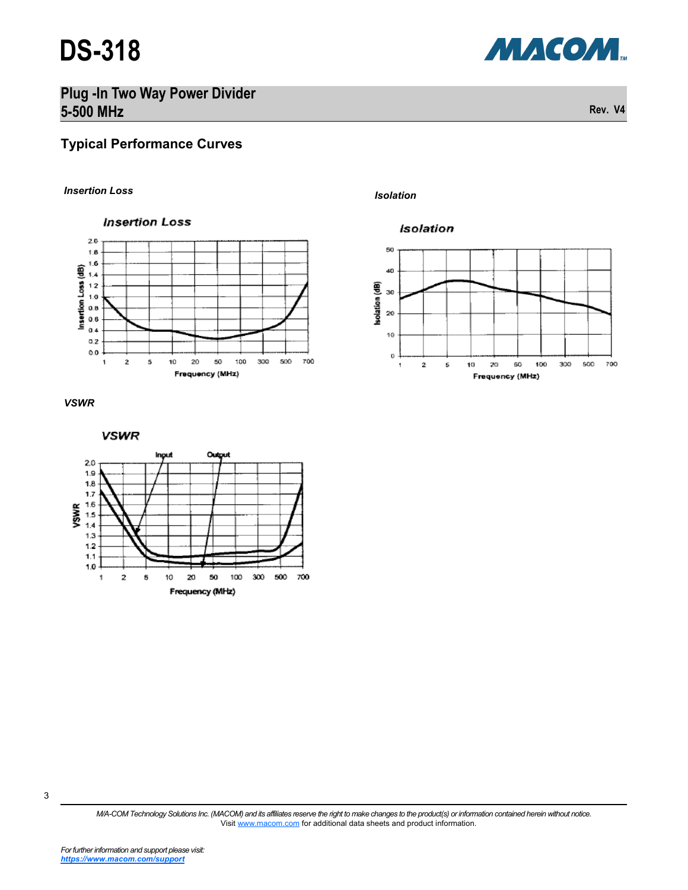## Typical Performance Curves

*Insertion Loss*

*Isolation*

*VSWR*

M/A-COM Technology Solutions Inc. (MACOM) and its affiliates reserve the right to make changes to the product(s) or information contained herein without notice.
Visit www.macom.com for additional data sheets and product information.

For further information and support please visit:
https://www.macom.com/support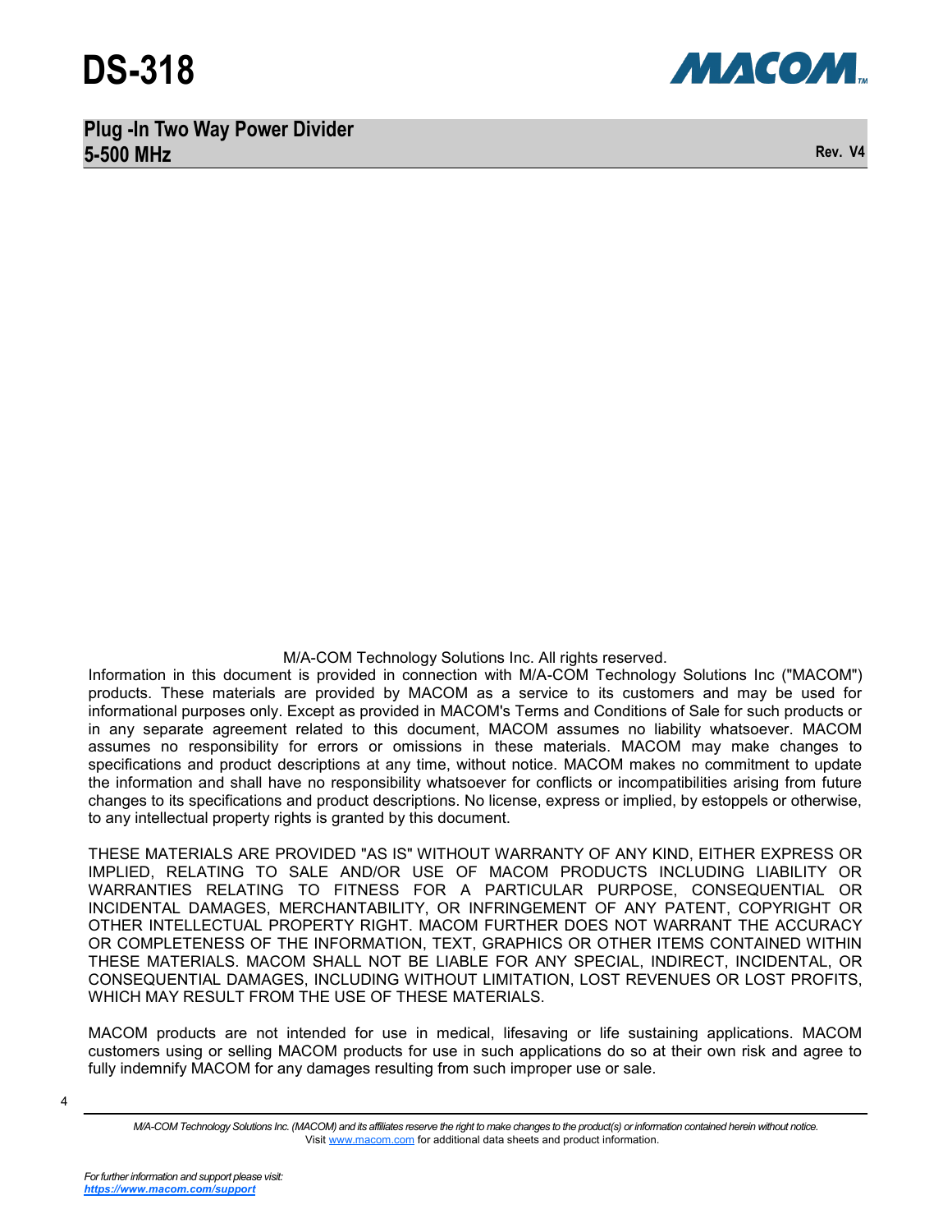M/A-COM Technology Solutions Inc. All rights reserved.

Information in this document is provided in connection with M/A-COM Technology Solutions Inc ("MACOM") products. These materials are provided by MACOM as a service to its customers and may be used for informational purposes only. Except as provided in MACOM's Terms and Conditions of Sale for such products or in any separate agreement related to this document, MACOM assumes no liability whatsoever. MACOM assumes no responsibility for errors or omissions in these materials. MACOM may make changes to specifications and product descriptions at any time, without notice. MACOM makes no commitment to update the information and shall have no responsibility whatsoever for conflicts or incompatibilities arising from future changes to its specifications and product descriptions. No license, express or implied, by estoppels or otherwise, to any intellectual property rights is granted by this document.

THESE MATERIALS ARE PROVIDED "AS IS" WITHOUT WARRANTY OF ANY KIND, EITHER EXPRESS OR IMPLIED, RELATING TO SALE AND/OR USE OF MACOM PRODUCTS INCLUDING LIABILITY OR WARRANTIES RELATING TO FITNESS FOR A PARTICULAR PURPOSE, CONSEQUENTIAL OR INCIDENTAL DAMAGES, MERCHANTABILITY, OR INFRINGEMENT OF ANY PATENT, COPYRIGHT OR OTHER INTELLECTUAL PROPERTY RIGHT. MACOM FURTHER DOES NOT WARRANT THE ACCURACY OR COMPLETENESS OF THE INFORMATION, TEXT, GRAPHICS OR OTHER ITEMS CONTAINED WITHIN THESE MATERIALS. MACOM SHALL NOT BE LIABLE FOR ANY SPECIAL, INDIRECT, INCIDENTAL, OR CONSEQUENTIAL DAMAGES, INCLUDING WITHOUT LIMITATION, LOST REVENUES OR LOST PROFITS, WHICH MAY RESULT FROM THE USE OF THESE MATERIALS.

MACOM products are not intended for use in medical, lifesaving or life sustaining applications. MACOM customers using or selling MACOM products for use in such applications do so at their own risk and agree to fully indemnify MACOM for any damages resulting from such improper use or sale.